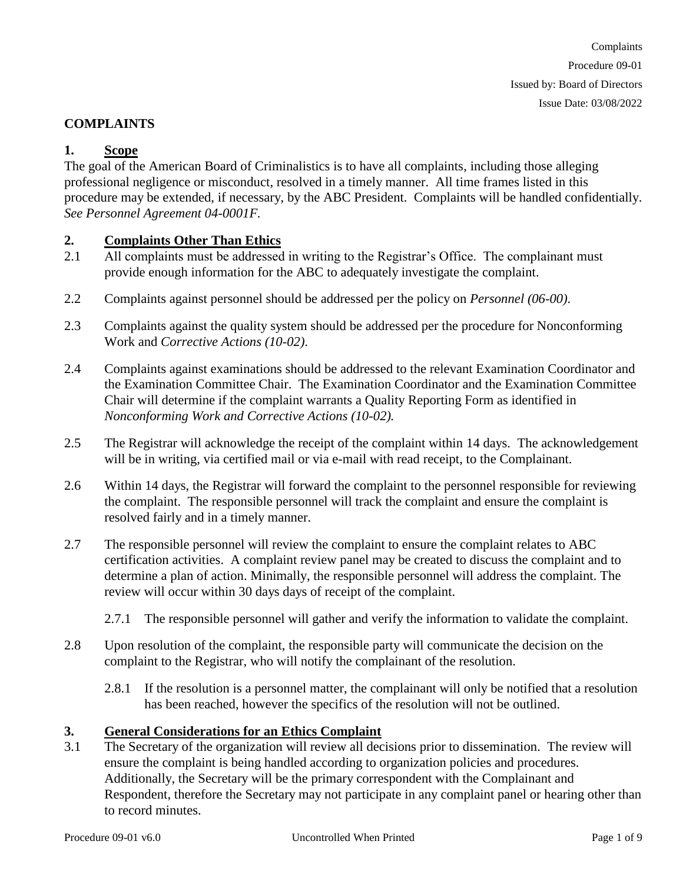Complaints
Procedure 09-01
Issued by: Board of Directors
Issue Date: 03/08/2022

# COMPLAINTS

## 1. Scope

The goal of the American Board of Criminalistics is to have all complaints, including those alleging professional negligence or misconduct, resolved in a timely manner. All time frames listed in this procedure may be extended, if necessary, by the ABC President. Complaints will be handled confidentially. *See Personnel Agreement 04-0001F.*

## 2. Complaints Other Than Ethics

2.1 All complaints must be addressed in writing to the Registrar's Office. The complainant must provide enough information for the ABC to adequately investigate the complaint.

2.2 Complaints against personnel should be addressed per the policy on *Personnel (06-00).*

2.3 Complaints against the quality system should be addressed per the procedure for Nonconforming Work and *Corrective Actions (10-02).*

2.4 Complaints against examinations should be addressed to the relevant Examination Coordinator and the Examination Committee Chair. The Examination Coordinator and the Examination Committee Chair will determine if the complaint warrants a Quality Reporting Form as identified in *Nonconforming Work and Corrective Actions (10-02).*

2.5 The Registrar will acknowledge the receipt of the complaint within 14 days. The acknowledgement will be in writing, via certified mail or via e-mail with read receipt, to the Complainant.

2.6 Within 14 days, the Registrar will forward the complaint to the personnel responsible for reviewing the complaint. The responsible personnel will track the complaint and ensure the complaint is resolved fairly and in a timely manner.

2.7 The responsible personnel will review the complaint to ensure the complaint relates to ABC certification activities. A complaint review panel may be created to discuss the complaint and to determine a plan of action. Minimally, the responsible personnel will address the complaint. The review will occur within 30 days days of receipt of the complaint.

2.7.1 The responsible personnel will gather and verify the information to validate the complaint.

2.8 Upon resolution of the complaint, the responsible party will communicate the decision on the complaint to the Registrar, who will notify the complainant of the resolution.

2.8.1 If the resolution is a personnel matter, the complainant will only be notified that a resolution has been reached, however the specifics of the resolution will not be outlined.

## 3. General Considerations for an Ethics Complaint

3.1 The Secretary of the organization will review all decisions prior to dissemination. The review will ensure the complaint is being handled according to organization policies and procedures. Additionally, the Secretary will be the primary correspondent with the Complainant and Respondent, therefore the Secretary may not participate in any complaint panel or hearing other than to record minutes.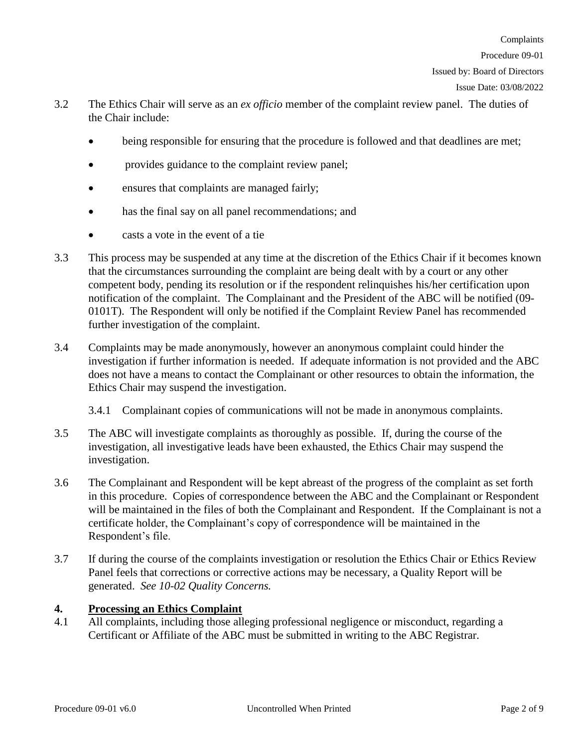3.2 The Ethics Chair will serve as an *ex officio* member of the complaint review panel. The duties of the Chair include:

- being responsible for ensuring that the procedure is followed and that deadlines are met;
- provides guidance to the complaint review panel;
- ensures that complaints are managed fairly;
- has the final say on all panel recommendations; and
- casts a vote in the event of a tie

3.3 This process may be suspended at any time at the discretion of the Ethics Chair if it becomes known that the circumstances surrounding the complaint are being dealt with by a court or any other competent body, pending its resolution or if the respondent relinquishes his/her certification upon notification of the complaint. The Complainant and the President of the ABC will be notified (09-0101T). The Respondent will only be notified if the Complaint Review Panel has recommended further investigation of the complaint.

3.4 Complaints may be made anonymously, however an anonymous complaint could hinder the investigation if further information is needed. If adequate information is not provided and the ABC does not have a means to contact the Complainant or other resources to obtain the information, the Ethics Chair may suspend the investigation.

3.4.1 Complainant copies of communications will not be made in anonymous complaints.

3.5 The ABC will investigate complaints as thoroughly as possible. If, during the course of the investigation, all investigative leads have been exhausted, the Ethics Chair may suspend the investigation.

3.6 The Complainant and Respondent will be kept abreast of the progress of the complaint as set forth in this procedure. Copies of correspondence between the ABC and the Complainant or Respondent will be maintained in the files of both the Complainant and Respondent. If the Complainant is not a certificate holder, the Complainant's copy of correspondence will be maintained in the Respondent's file.

3.7 If during the course of the complaints investigation or resolution the Ethics Chair or Ethics Review Panel feels that corrections or corrective actions may be necessary, a Quality Report will be generated. *See 10-02 Quality Concerns.*

## 4. Processing an Ethics Complaint

4.1 All complaints, including those alleging professional negligence or misconduct, regarding a Certificant or Affiliate of the ABC must be submitted in writing to the ABC Registrar.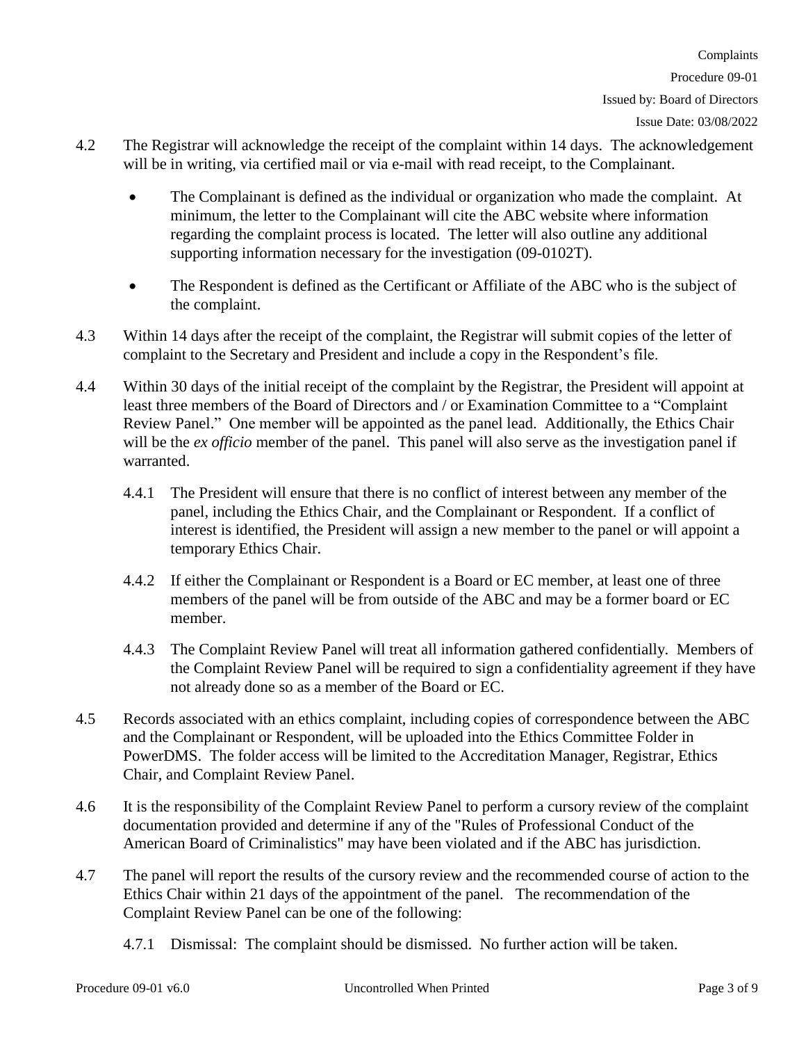4.2 The Registrar will acknowledge the receipt of the complaint within 14 days. The acknowledgement will be in writing, via certified mail or via e-mail with read receipt, to the Complainant.

- The Complainant is defined as the individual or organization who made the complaint. At minimum, the letter to the Complainant will cite the ABC website where information regarding the complaint process is located. The letter will also outline any additional supporting information necessary for the investigation (09-0102T).
- The Respondent is defined as the Certificant or Affiliate of the ABC who is the subject of the complaint.

4.3 Within 14 days after the receipt of the complaint, the Registrar will submit copies of the letter of complaint to the Secretary and President and include a copy in the Respondent's file.

4.4 Within 30 days of the initial receipt of the complaint by the Registrar, the President will appoint at least three members of the Board of Directors and / or Examination Committee to a "Complaint Review Panel." One member will be appointed as the panel lead. Additionally, the Ethics Chair will be the *ex officio* member of the panel. This panel will also serve as the investigation panel if warranted.

4.4.1 The President will ensure that there is no conflict of interest between any member of the panel, including the Ethics Chair, and the Complainant or Respondent. If a conflict of interest is identified, the President will assign a new member to the panel or will appoint a temporary Ethics Chair.

4.4.2 If either the Complainant or Respondent is a Board or EC member, at least one of three members of the panel will be from outside of the ABC and may be a former board or EC member.

4.4.3 The Complaint Review Panel will treat all information gathered confidentially. Members of the Complaint Review Panel will be required to sign a confidentiality agreement if they have not already done so as a member of the Board or EC.

4.5 Records associated with an ethics complaint, including copies of correspondence between the ABC and the Complainant or Respondent, will be uploaded into the Ethics Committee Folder in PowerDMS. The folder access will be limited to the Accreditation Manager, Registrar, Ethics Chair, and Complaint Review Panel.

4.6 It is the responsibility of the Complaint Review Panel to perform a cursory review of the complaint documentation provided and determine if any of the "Rules of Professional Conduct of the American Board of Criminalistics" may have been violated and if the ABC has jurisdiction.

4.7 The panel will report the results of the cursory review and the recommended course of action to the Ethics Chair within 21 days of the appointment of the panel. The recommendation of the Complaint Review Panel can be one of the following:

4.7.1 Dismissal: The complaint should be dismissed. No further action will be taken.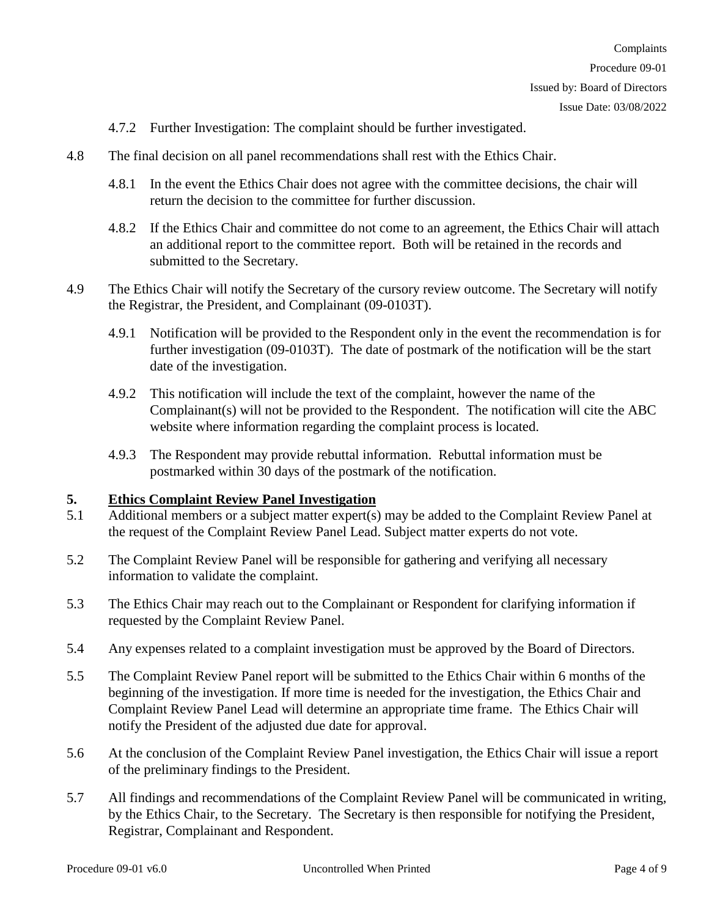4.7.2 Further Investigation: The complaint should be further investigated.

4.8 The final decision on all panel recommendations shall rest with the Ethics Chair.

4.8.1 In the event the Ethics Chair does not agree with the committee decisions, the chair will return the decision to the committee for further discussion.

4.8.2 If the Ethics Chair and committee do not come to an agreement, the Ethics Chair will attach an additional report to the committee report. Both will be retained in the records and submitted to the Secretary.

4.9 The Ethics Chair will notify the Secretary of the cursory review outcome. The Secretary will notify the Registrar, the President, and Complainant (09-0103T).

4.9.1 Notification will be provided to the Respondent only in the event the recommendation is for further investigation (09-0103T). The date of postmark of the notification will be the start date of the investigation.

4.9.2 This notification will include the text of the complaint, however the name of the Complainant(s) will not be provided to the Respondent. The notification will cite the ABC website where information regarding the complaint process is located.

4.9.3 The Respondent may provide rebuttal information. Rebuttal information must be postmarked within 30 days of the postmark of the notification.

## 5. Ethics Complaint Review Panel Investigation

5.1 Additional members or a subject matter expert(s) may be added to the Complaint Review Panel at the request of the Complaint Review Panel Lead. Subject matter experts do not vote.

5.2 The Complaint Review Panel will be responsible for gathering and verifying all necessary information to validate the complaint.

5.3 The Ethics Chair may reach out to the Complainant or Respondent for clarifying information if requested by the Complaint Review Panel.

5.4 Any expenses related to a complaint investigation must be approved by the Board of Directors.

5.5 The Complaint Review Panel report will be submitted to the Ethics Chair within 6 months of the beginning of the investigation. If more time is needed for the investigation, the Ethics Chair and Complaint Review Panel Lead will determine an appropriate time frame. The Ethics Chair will notify the President of the adjusted due date for approval.

5.6 At the conclusion of the Complaint Review Panel investigation, the Ethics Chair will issue a report of the preliminary findings to the President.

5.7 All findings and recommendations of the Complaint Review Panel will be communicated in writing, by the Ethics Chair, to the Secretary. The Secretary is then responsible for notifying the President, Registrar, Complainant and Respondent.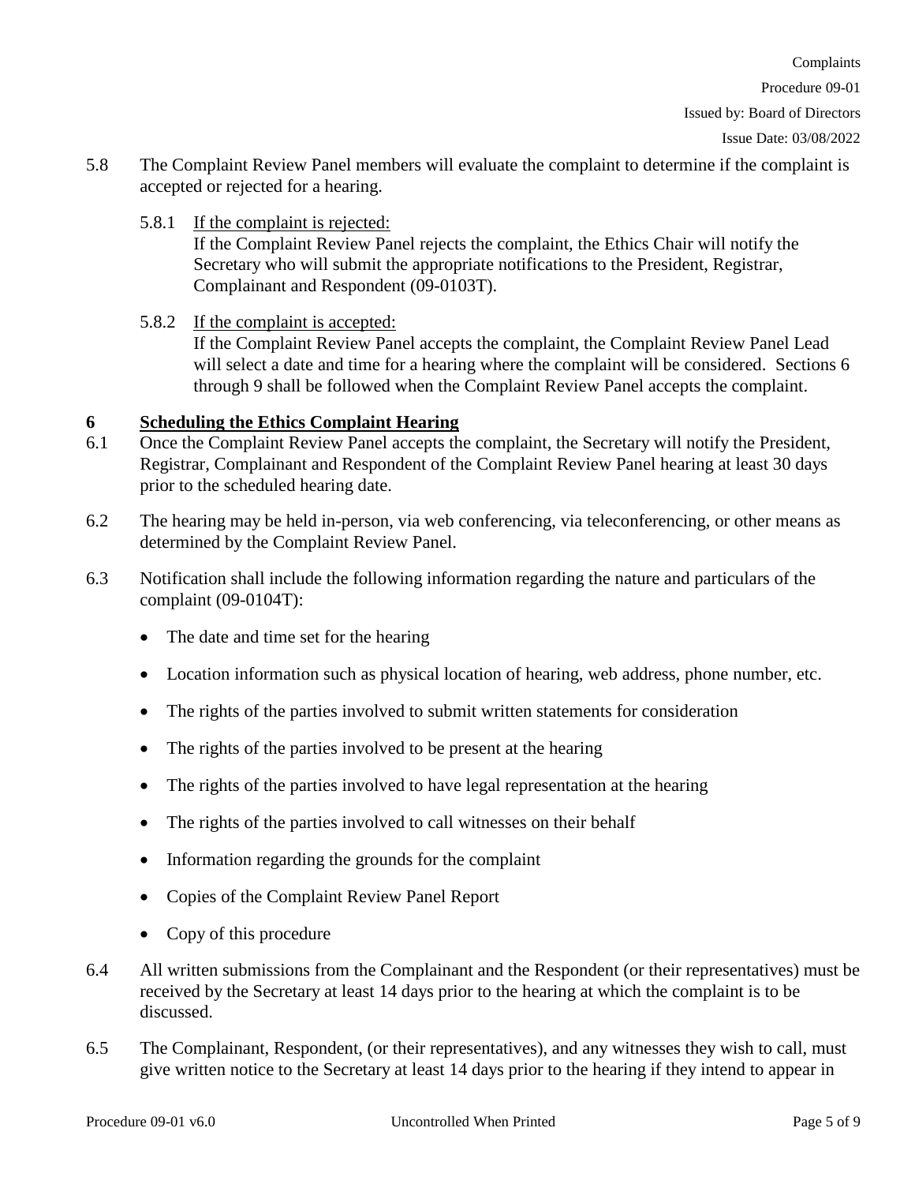5.8 The Complaint Review Panel members will evaluate the complaint to determine if the complaint is accepted or rejected for a hearing.

5.8.1 If the complaint is rejected:
If the Complaint Review Panel rejects the complaint, the Ethics Chair will notify the Secretary who will submit the appropriate notifications to the President, Registrar, Complainant and Respondent (09-0103T).

5.8.2 If the complaint is accepted:
If the Complaint Review Panel accepts the complaint, the Complaint Review Panel Lead will select a date and time for a hearing where the complaint will be considered. Sections 6 through 9 shall be followed when the Complaint Review Panel accepts the complaint.

## 6 Scheduling the Ethics Complaint Hearing

6.1 Once the Complaint Review Panel accepts the complaint, the Secretary will notify the President, Registrar, Complainant and Respondent of the Complaint Review Panel hearing at least 30 days prior to the scheduled hearing date.

6.2 The hearing may be held in-person, via web conferencing, via teleconferencing, or other means as determined by the Complaint Review Panel.

6.3 Notification shall include the following information regarding the nature and particulars of the complaint (09-0104T):

- The date and time set for the hearing
- Location information such as physical location of hearing, web address, phone number, etc.
- The rights of the parties involved to submit written statements for consideration
- The rights of the parties involved to be present at the hearing
- The rights of the parties involved to have legal representation at the hearing
- The rights of the parties involved to call witnesses on their behalf
- Information regarding the grounds for the complaint
- Copies of the Complaint Review Panel Report
- Copy of this procedure

6.4 All written submissions from the Complainant and the Respondent (or their representatives) must be received by the Secretary at least 14 days prior to the hearing at which the complaint is to be discussed.

6.5 The Complainant, Respondent, (or their representatives), and any witnesses they wish to call, must give written notice to the Secretary at least 14 days prior to the hearing if they intend to appear in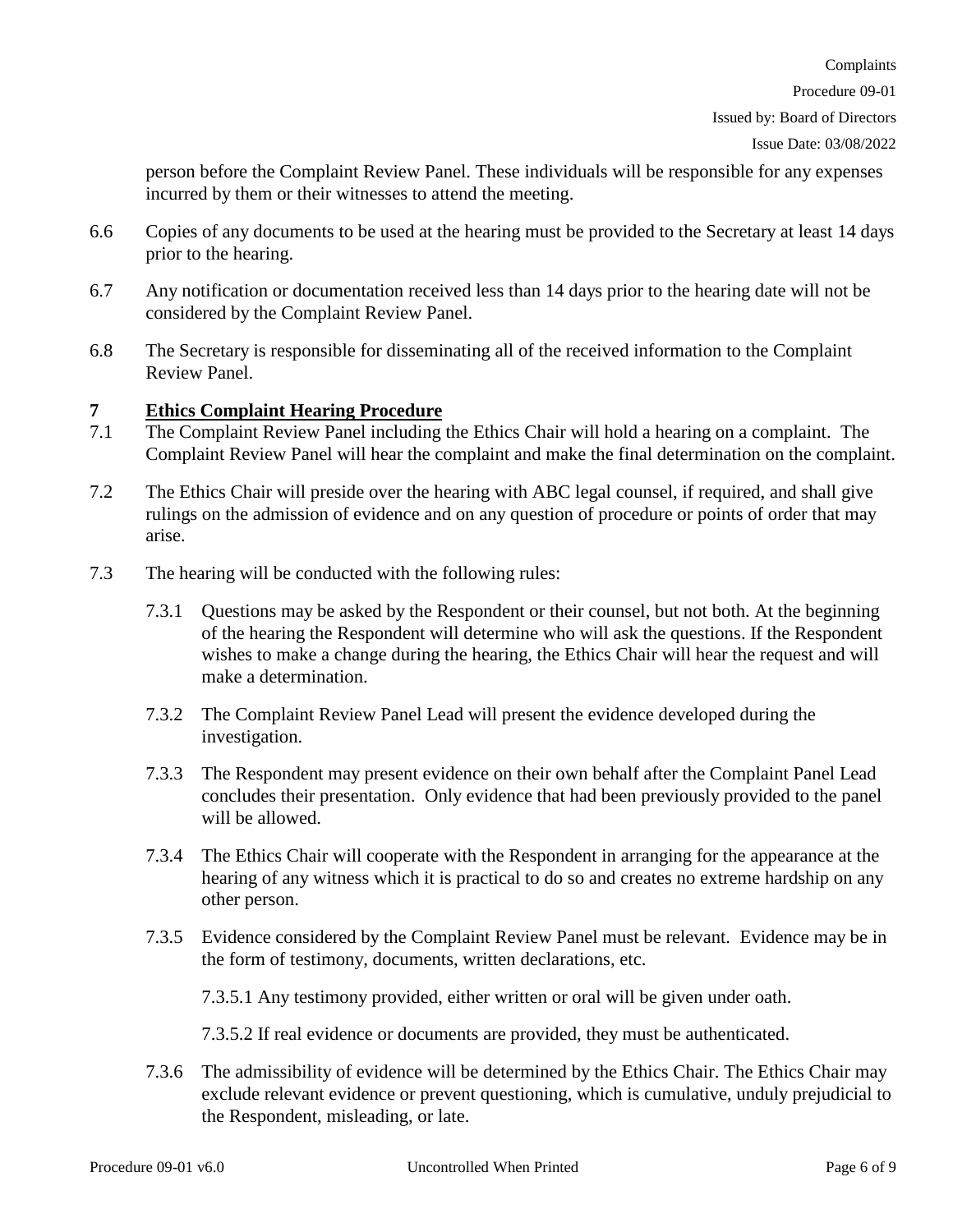person before the Complaint Review Panel. These individuals will be responsible for any expenses incurred by them or their witnesses to attend the meeting.

6.6 Copies of any documents to be used at the hearing must be provided to the Secretary at least 14 days prior to the hearing.

6.7 Any notification or documentation received less than 14 days prior to the hearing date will not be considered by the Complaint Review Panel.

6.8 The Secretary is responsible for disseminating all of the received information to the Complaint Review Panel.

## 7 Ethics Complaint Hearing Procedure

7.1 The Complaint Review Panel including the Ethics Chair will hold a hearing on a complaint. The Complaint Review Panel will hear the complaint and make the final determination on the complaint.

7.2 The Ethics Chair will preside over the hearing with ABC legal counsel, if required, and shall give rulings on the admission of evidence and on any question of procedure or points of order that may arise.

7.3 The hearing will be conducted with the following rules:

7.3.1 Questions may be asked by the Respondent or their counsel, but not both. At the beginning of the hearing the Respondent will determine who will ask the questions. If the Respondent wishes to make a change during the hearing, the Ethics Chair will hear the request and will make a determination.

7.3.2 The Complaint Review Panel Lead will present the evidence developed during the investigation.

7.3.3 The Respondent may present evidence on their own behalf after the Complaint Panel Lead concludes their presentation. Only evidence that had been previously provided to the panel will be allowed.

7.3.4 The Ethics Chair will cooperate with the Respondent in arranging for the appearance at the hearing of any witness which it is practical to do so and creates no extreme hardship on any other person.

7.3.5 Evidence considered by the Complaint Review Panel must be relevant. Evidence may be in the form of testimony, documents, written declarations, etc.

7.3.5.1 Any testimony provided, either written or oral will be given under oath.

7.3.5.2 If real evidence or documents are provided, they must be authenticated.

7.3.6 The admissibility of evidence will be determined by the Ethics Chair. The Ethics Chair may exclude relevant evidence or prevent questioning, which is cumulative, unduly prejudicial to the Respondent, misleading, or late.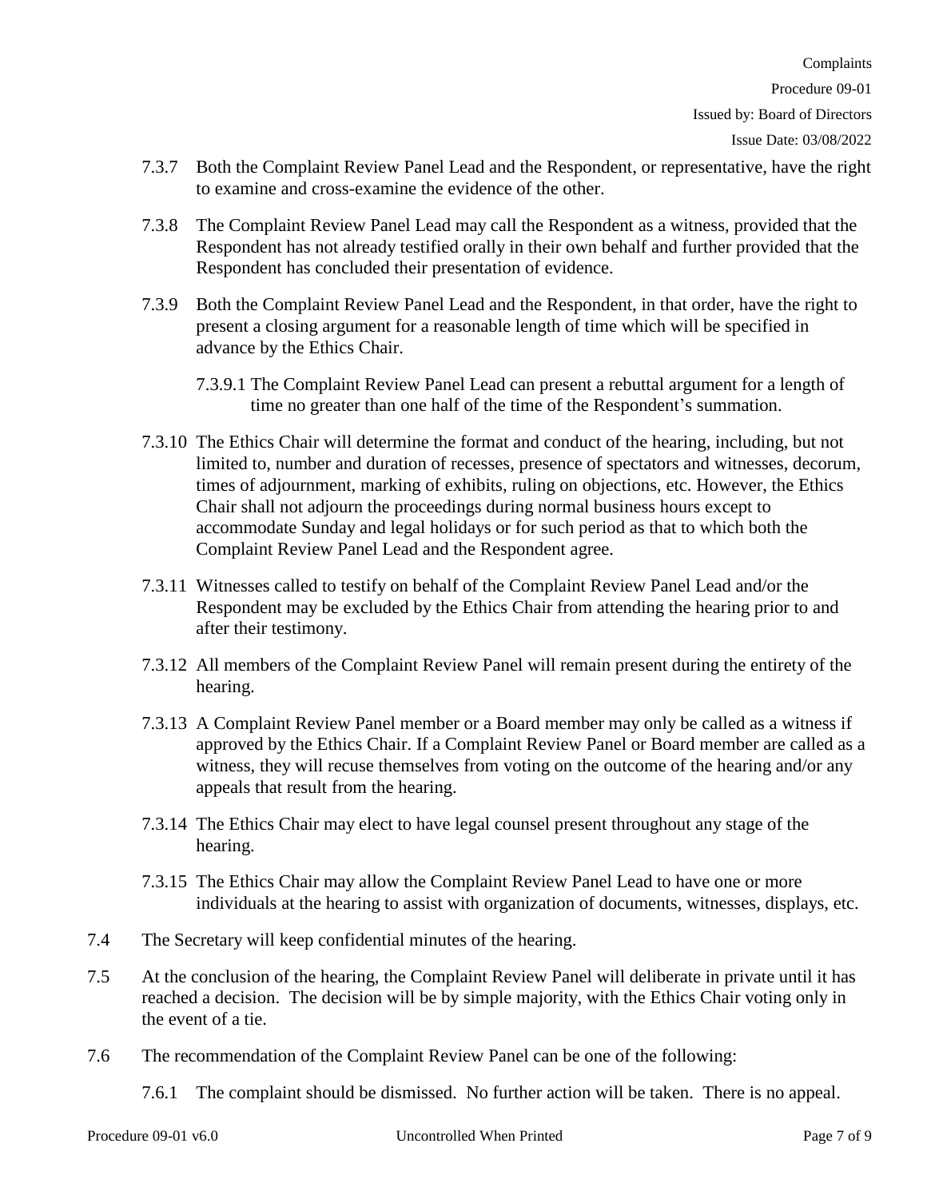7.3.7 Both the Complaint Review Panel Lead and the Respondent, or representative, have the right to examine and cross-examine the evidence of the other.

7.3.8 The Complaint Review Panel Lead may call the Respondent as a witness, provided that the Respondent has not already testified orally in their own behalf and further provided that the Respondent has concluded their presentation of evidence.

7.3.9 Both the Complaint Review Panel Lead and the Respondent, in that order, have the right to present a closing argument for a reasonable length of time which will be specified in advance by the Ethics Chair.

7.3.9.1 The Complaint Review Panel Lead can present a rebuttal argument for a length of time no greater than one half of the time of the Respondent's summation.

7.3.10 The Ethics Chair will determine the format and conduct of the hearing, including, but not limited to, number and duration of recesses, presence of spectators and witnesses, decorum, times of adjournment, marking of exhibits, ruling on objections, etc. However, the Ethics Chair shall not adjourn the proceedings during normal business hours except to accommodate Sunday and legal holidays or for such period as that to which both the Complaint Review Panel Lead and the Respondent agree.

7.3.11 Witnesses called to testify on behalf of the Complaint Review Panel Lead and/or the Respondent may be excluded by the Ethics Chair from attending the hearing prior to and after their testimony.

7.3.12 All members of the Complaint Review Panel will remain present during the entirety of the hearing.

7.3.13 A Complaint Review Panel member or a Board member may only be called as a witness if approved by the Ethics Chair. If a Complaint Review Panel or Board member are called as a witness, they will recuse themselves from voting on the outcome of the hearing and/or any appeals that result from the hearing.

7.3.14 The Ethics Chair may elect to have legal counsel present throughout any stage of the hearing.

7.3.15 The Ethics Chair may allow the Complaint Review Panel Lead to have one or more individuals at the hearing to assist with organization of documents, witnesses, displays, etc.

7.4 The Secretary will keep confidential minutes of the hearing.

7.5 At the conclusion of the hearing, the Complaint Review Panel will deliberate in private until it has reached a decision. The decision will be by simple majority, with the Ethics Chair voting only in the event of a tie.

7.6 The recommendation of the Complaint Review Panel can be one of the following:

7.6.1 The complaint should be dismissed. No further action will be taken. There is no appeal.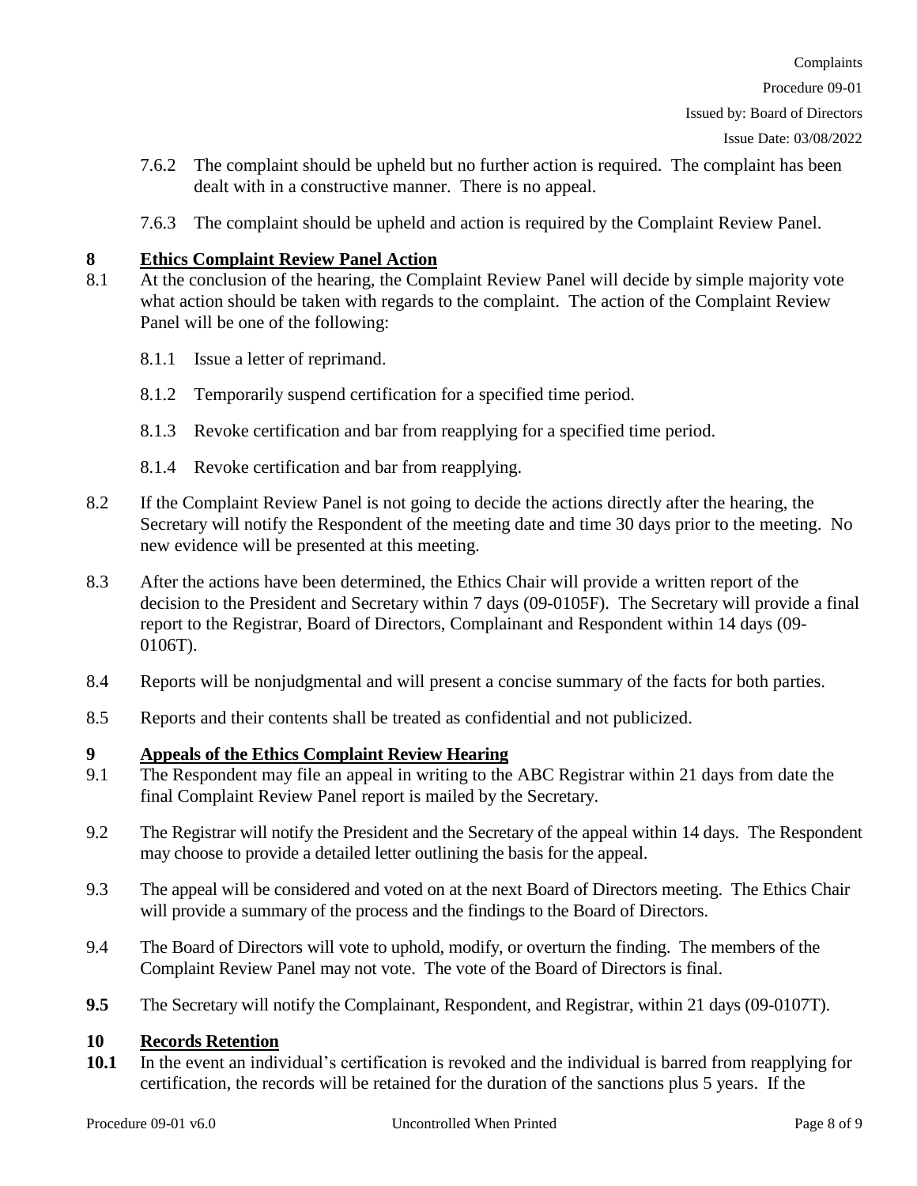7.6.2 The complaint should be upheld but no further action is required. The complaint has been dealt with in a constructive manner. There is no appeal.

7.6.3 The complaint should be upheld and action is required by the Complaint Review Panel.

## 8 Ethics Complaint Review Panel Action

8.1 At the conclusion of the hearing, the Complaint Review Panel will decide by simple majority vote what action should be taken with regards to the complaint. The action of the Complaint Review Panel will be one of the following:

8.1.1 Issue a letter of reprimand.

8.1.2 Temporarily suspend certification for a specified time period.

8.1.3 Revoke certification and bar from reapplying for a specified time period.

8.1.4 Revoke certification and bar from reapplying.

8.2 If the Complaint Review Panel is not going to decide the actions directly after the hearing, the Secretary will notify the Respondent of the meeting date and time 30 days prior to the meeting. No new evidence will be presented at this meeting.

8.3 After the actions have been determined, the Ethics Chair will provide a written report of the decision to the President and Secretary within 7 days (09-0105F). The Secretary will provide a final report to the Registrar, Board of Directors, Complainant and Respondent within 14 days (09-0106T).

8.4 Reports will be nonjudgmental and will present a concise summary of the facts for both parties.

8.5 Reports and their contents shall be treated as confidential and not publicized.

## 9 Appeals of the Ethics Complaint Review Hearing

9.1 The Respondent may file an appeal in writing to the ABC Registrar within 21 days from date the final Complaint Review Panel report is mailed by the Secretary.

9.2 The Registrar will notify the President and the Secretary of the appeal within 14 days. The Respondent may choose to provide a detailed letter outlining the basis for the appeal.

9.3 The appeal will be considered and voted on at the next Board of Directors meeting. The Ethics Chair will provide a summary of the process and the findings to the Board of Directors.

9.4 The Board of Directors will vote to uphold, modify, or overturn the finding. The members of the Complaint Review Panel may not vote. The vote of the Board of Directors is final.

**9.5** The Secretary will notify the Complainant, Respondent, and Registrar, within 21 days (09-0107T).

## 10 Records Retention

**10.1** In the event an individual's certification is revoked and the individual is barred from reapplying for certification, the records will be retained for the duration of the sanctions plus 5 years. If the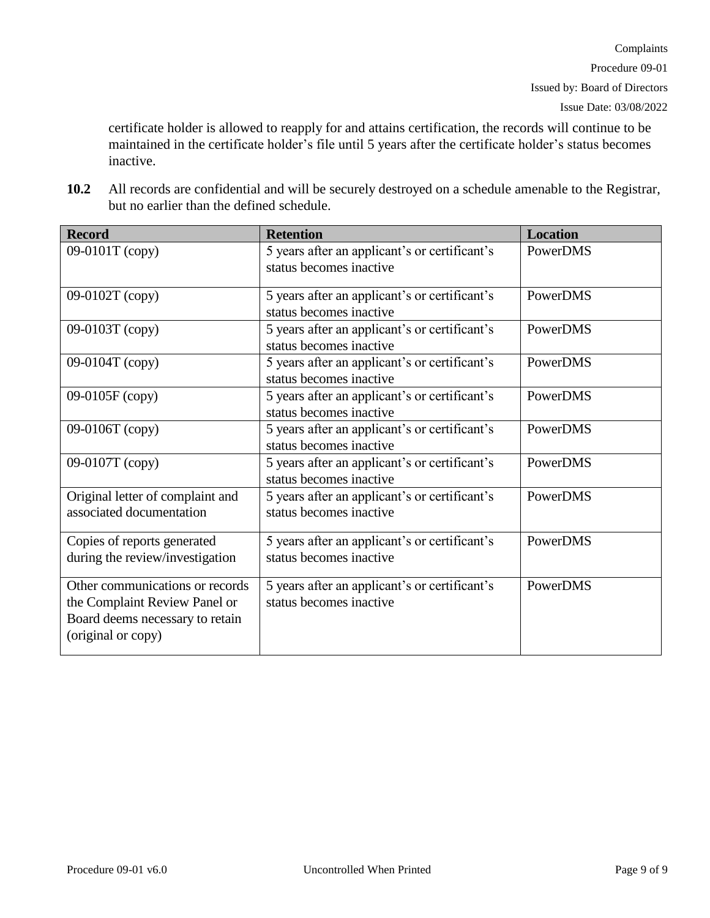certificate holder is allowed to reapply for and attains certification, the records will continue to be maintained in the certificate holder's file until 5 years after the certificate holder's status becomes inactive.

**10.2** All records are confidential and will be securely destroyed on a schedule amenable to the Registrar, but no earlier than the defined schedule.

| Record | Retention | Location |
|---|---|---|
| 09-0101T (copy) | 5 years after an applicant's or certificant's status becomes inactive | PowerDMS |
| 09-0102T (copy) | 5 years after an applicant's or certificant's status becomes inactive | PowerDMS |
| 09-0103T (copy) | 5 years after an applicant's or certificant's status becomes inactive | PowerDMS |
| 09-0104T (copy) | 5 years after an applicant's or certificant's status becomes inactive | PowerDMS |
| 09-0105F (copy) | 5 years after an applicant's or certificant's status becomes inactive | PowerDMS |
| 09-0106T (copy) | 5 years after an applicant's or certificant's status becomes inactive | PowerDMS |
| 09-0107T (copy) | 5 years after an applicant's or certificant's status becomes inactive | PowerDMS |
| Original letter of complaint and associated documentation | 5 years after an applicant's or certificant's status becomes inactive | PowerDMS |
| Copies of reports generated during the review/investigation | 5 years after an applicant's or certificant's status becomes inactive | PowerDMS |
| Other communications or records the Complaint Review Panel or Board deems necessary to retain (original or copy) | 5 years after an applicant's or certificant's status becomes inactive | PowerDMS |